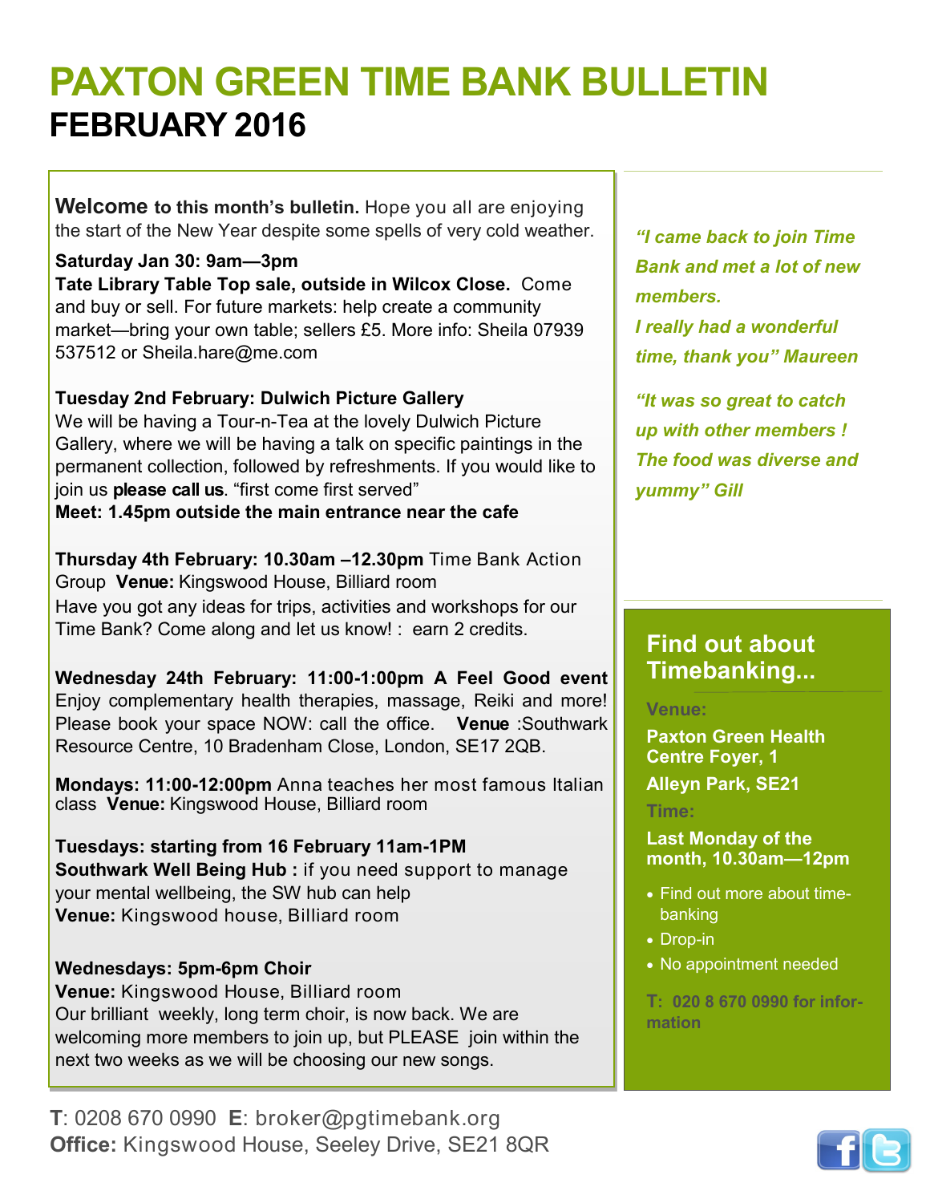# PAXTON GREEN TIME BANK BULLETIN

## FEBRUARY 2016

**Welcome to this month's bulletin.** Hope you all are enjoying the start of the New Year despite some spells of very cold weather.

**Saturday Jan 30: 9am—3pm**
**Tate Library Table Top sale, outside in Wilcox Close.** Come and buy or sell. For future markets: help create a community market—bring your own table; sellers £5. More info: Sheila 07939 537512 or Sheila.hare@me.com

**Tuesday 2nd February: Dulwich Picture Gallery**
We will be having a Tour-n-Tea at the lovely Dulwich Picture Gallery, where we will be having a talk on specific paintings in the permanent collection, followed by refreshments. If you would like to join us **please call us**. "first come first served"
**Meet: 1.45pm outside the main entrance near the cafe**

**Thursday 4th February: 10.30am –12.30pm** Time Bank Action Group **Venue:** Kingswood House, Billiard room
Have you got any ideas for trips, activities and workshops for our Time Bank? Come along and let us know! : earn 2 credits.

**Wednesday 24th February: 11:00-1:00pm A Feel Good event**
Enjoy complementary health therapies, massage, Reiki and more! Please book your space NOW: call the office. **Venue** :Southwark Resource Centre, 10 Bradenham Close, London, SE17 2QB.

**Mondays: 11:00-12:00pm** Anna teaches her most famous Italian class **Venue:** Kingswood House, Billiard room

**Tuesdays: starting from 16 February 11am-1PM**
**Southwark Well Being Hub :** if you need support to manage your mental wellbeing, the SW hub can help
**Venue:** Kingswood house, Billiard room

**Wednesdays: 5pm-6pm Choir**
**Venue:** Kingswood House, Billiard room
Our brilliant weekly, long term choir, is now back. We are welcoming more members to join up, but PLEASE join within the next two weeks as we will be choosing our new songs.

*"I came back to join Time Bank and met a lot of new members.*
*I really had a wonderful time, thank you" Maureen*

*"It was so great to catch up with other members ! The food was diverse and yummy" Gill*

### Find out about Timebanking...

**Venue:**

**Paxton Green Health Centre Foyer, 1 Alleyn Park, SE21**

**Time:**

**Last Monday of the month, 10.30am—12pm**

- Find out more about time-banking
- Drop-in
- No appointment needed

**T: 020 8 670 0990 for information**

**T**: 0208 670 0990 **E**: broker@pgtimebank.org
**Office:** Kingswood House, Seeley Drive, SE21 8QR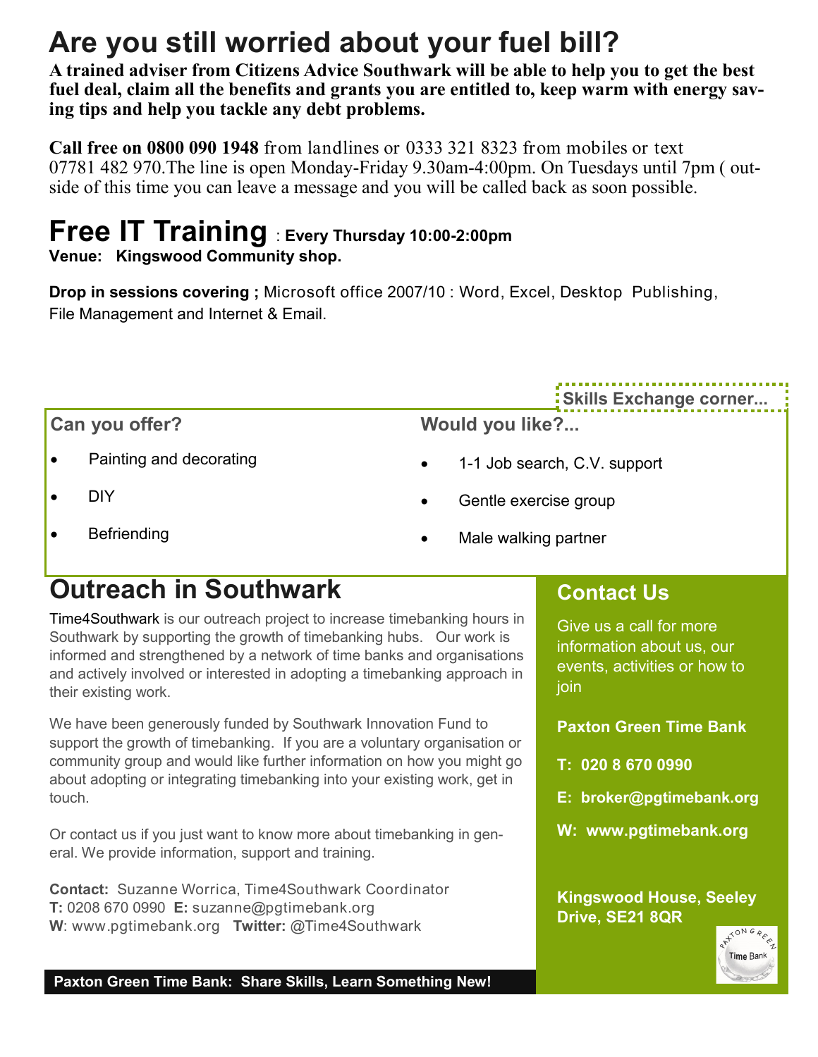# Are you still worried about your fuel bill?

**A trained adviser from Citizens Advice Southwark will be able to help you to get the best fuel deal, claim all the benefits and grants you are entitled to, keep warm with energy saving tips and help you tackle any debt problems.**

**Call free on 0800 090 1948** from landlines or 0333 321 8323 from mobiles or text 07781 482 970.The line is open Monday-Friday 9.30am-4:00pm. On Tuesdays until 7pm ( outside of this time you can leave a message and you will be called back as soon possible.

# Free IT Training : **Every Thursday 10:00-2:00pm**

**Venue: Kingswood Community shop.**

**Drop in sessions covering ;** Microsoft office 2007/10 : Word, Excel, Desktop Publishing, File Management and Internet & Email.

**Skills Exchange corner...**

**Can you offer?**

- Painting and decorating
- DIY
- Befriending

**Would you like?...**

- 1-1 Job search, C.V. support
- Gentle exercise group
- Male walking partner

## Outreach in Southwark

Time4Southwark is our outreach project to increase timebanking hours in Southwark by supporting the growth of timebanking hubs. Our work is informed and strengthened by a network of time banks and organisations and actively involved or interested in adopting a timebanking approach in their existing work.

We have been generously funded by Southwark Innovation Fund to support the growth of timebanking. If you are a voluntary organisation or community group and would like further information on how you might go about adopting or integrating timebanking into your existing work, get in touch.

Or contact us if you just want to know more about timebanking in general. We provide information, support and training.

**Contact:** Suzanne Worrica, Time4Southwark Coordinator
**T:** 0208 670 0990 **E:** suzanne@pgtimebank.org
**W**: www.pgtimebank.org **Twitter:** @Time4Southwark

**Paxton Green Time Bank: Share Skills, Learn Something New!**

## Contact Us

Give us a call for more information about us, our events, activities or how to join

**Paxton Green Time Bank**

**T: 020 8 670 0990**

**E: broker@pgtimebank.org**

**W: www.pgtimebank.org**

**Kingswood House, Seeley Drive, SE21 8QR**